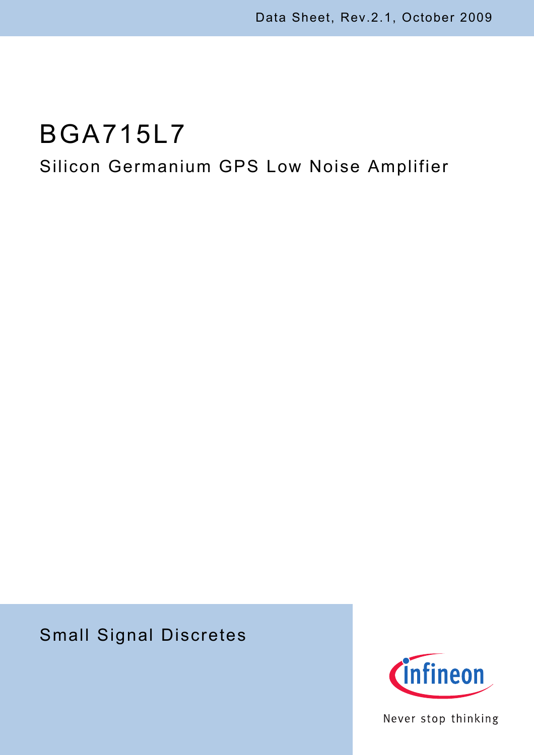Data Sheet, Rev.2.1, October 2009

# BGA715L7

## Silicon Germanium GPS Low Noise Amplifier

Small Signal Discretes

Never stop thinking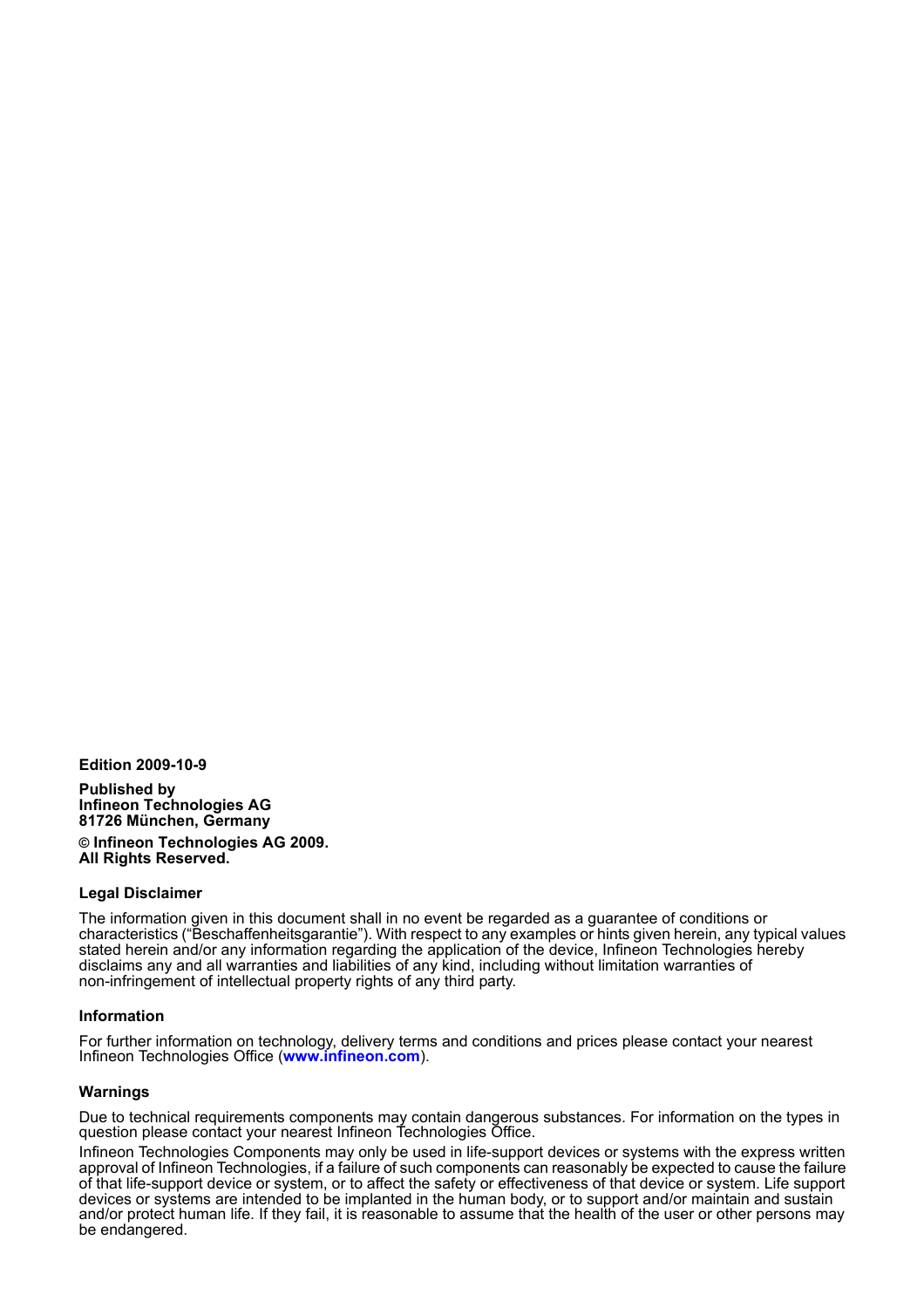**Edition 2009-10-9**

**Published by**
**Infineon Technologies AG**
**81726 München, Germany**

**© Infineon Technologies AG 2009.**
**All Rights Reserved.**

### Legal Disclaimer

The information given in this document shall in no event be regarded as a guarantee of conditions or characteristics (“Beschaffenheitsgarantie”). With respect to any examples or hints given herein, any typical values stated herein and/or any information regarding the application of the device, Infineon Technologies hereby disclaims any and all warranties and liabilities of any kind, including without limitation warranties of non-infringement of intellectual property rights of any third party.

### Information

For further information on technology, delivery terms and conditions and prices please contact your nearest Infineon Technologies Office (**www.infineon.com**).

### Warnings

Due to technical requirements components may contain dangerous substances. For information on the types in question please contact your nearest Infineon Technologies Office.

Infineon Technologies Components may only be used in life-support devices or systems with the express written approval of Infineon Technologies, if a failure of such components can reasonably be expected to cause the failure of that life-support device or system, or to affect the safety or effectiveness of that device or system. Life support devices or systems are intended to be implanted in the human body, or to support and/or maintain and sustain and/or protect human life. If they fail, it is reasonable to assume that the health of the user or other persons may be endangered.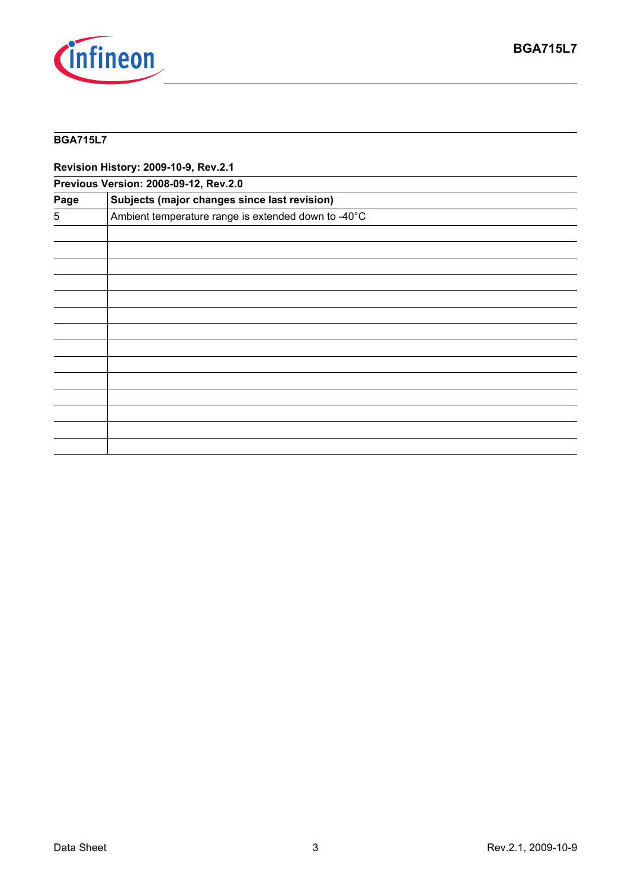**BGA715L7**

**Revision History: 2009-10-9, Rev.2.1**

**Previous Version: 2008-09-12, Rev.2.0**

| Page | Subjects (major changes since last revision) |
|---|---|
| 5 | Ambient temperature range is extended down to -40°C |
| | |
| | |
| | |
| | |
| | |
| | |
| | |
| | |
| | |
| | |
| | |
| | |
| | |
| | |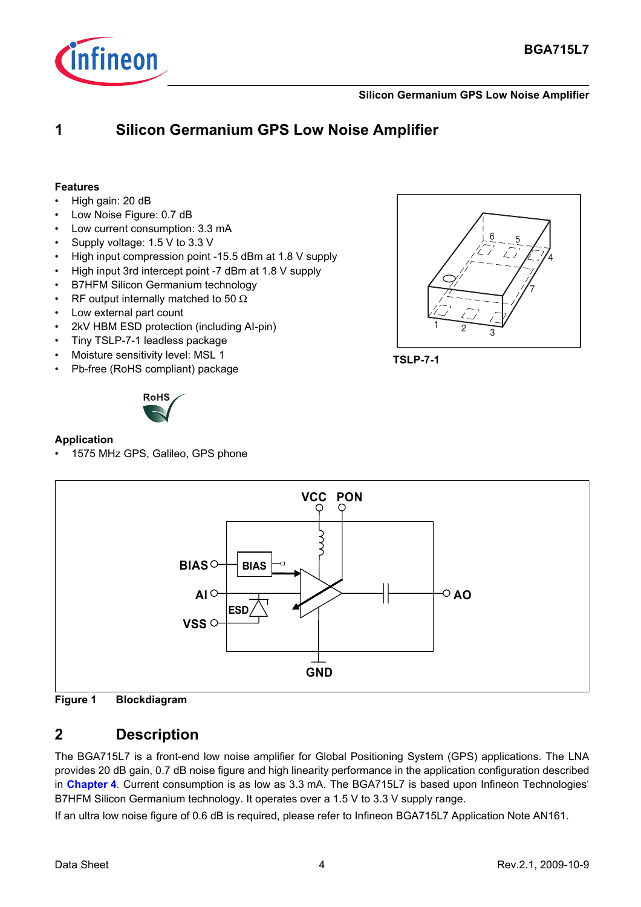# 1 Silicon Germanium GPS Low Noise Amplifier

**Features**

- High gain: 20 dB
- Low Noise Figure: 0.7 dB
- Low current consumption: 3.3 mA
- Supply voltage: 1.5 V to 3.3 V
- High input compression point -15.5 dBm at 1.8 V supply
- High input 3rd intercept point -7 dBm at 1.8 V supply
- B7HFM Silicon Germanium technology
- RF output internally matched to 50 Ω
- Low external part count
- 2kV HBM ESD protection (including AI-pin)
- Tiny TSLP-7-1 leadless package
- Moisture sensitivity level: MSL 1
- Pb-free (RoHS compliant) package

**TSLP-7-1**

**Application**

- 1575 MHz GPS, Galileo, GPS phone

**Figure 1 Blockdiagram**

# 2 Description

The BGA715L7 is a front-end low noise amplifier for Global Positioning System (GPS) applications. The LNA provides 20 dB gain, 0.7 dB noise figure and high linearity performance in the application configuration described in **Chapter 4**. Current consumption is as low as 3.3 mA. The BGA715L7 is based upon Infineon Technologies' B7HFM Silicon Germanium technology. It operates over a 1.5 V to 3.3 V supply range.

If an ultra low noise figure of 0.6 dB is required, please refer to Infineon BGA715L7 Application Note AN161.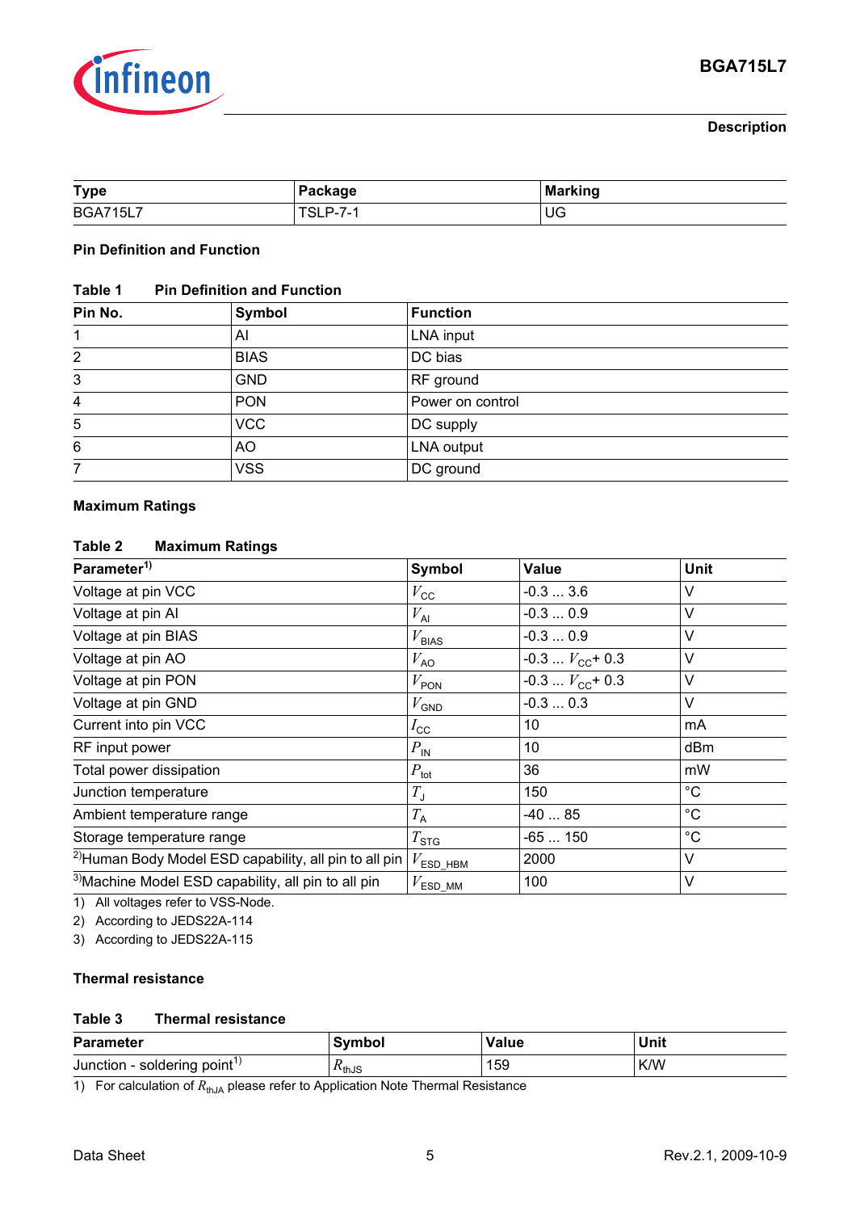| Type | Package | Marking |
|---|---|---|
| BGA715L7 | TSLP-7-1 | UG |

## Pin Definition and Function

**Table 1 Pin Definition and Function**

| Pin No. | Symbol | Function |
|---|---|---|
| 1 | AI | LNA input |
| 2 | BIAS | DC bias |
| 3 | GND | RF ground |
| 4 | PON | Power on control |
| 5 | VCC | DC supply |
| 6 | AO | LNA output |
| 7 | VSS | DC ground |

## Maximum Ratings

**Table 2 Maximum Ratings**

| Parameter[1] | Symbol | Value | Unit |
|---|---|---|---|
| Voltage at pin VCC | $V_{CC}$ | -0.3 ... 3.6 | V |
| Voltage at pin AI | $V_{AI}$ | -0.3 ... 0.9 | V |
| Voltage at pin BIAS | $V_{BIAS}$ | -0.3 ... 0.9 | V |
| Voltage at pin AO | $V_{AO}$ | -0.3 ... $V_{CC}$+ 0.3 | V |
| Voltage at pin PON | $V_{PON}$ | -0.3 ... $V_{CC}$+ 0.3 | V |
| Voltage at pin GND | $V_{GND}$ | -0.3 ... 0.3 | V |
| Current into pin VCC | $I_{CC}$ | 10 | mA |
| RF input power | $P_{IN}$ | 10 | dBm |
| Total power dissipation | $P_{tot}$ | 36 | mW |
| Junction temperature | $T_J$ | 150 | °C |
| Ambient temperature range | $T_A$ | -40 ... 85 | °C |
| Storage temperature range | $T_{STG}$ | -65 ... 150 | °C |
| [2]Human Body Model ESD capability, all pin to all pin | $V_{ESD\_HBM}$ | 2000 | V |
| [3]Machine Model ESD capability, all pin to all pin | $V_{ESD\_MM}$ | 100 | V |

1) All voltages refer to VSS-Node.
2) According to JEDS22A-114
3) According to JEDS22A-115

## Thermal resistance

**Table 3 Thermal resistance**

| Parameter | Symbol | Value | Unit |
|---|---|---|---|
| Junction - soldering point[1] | $R_{thJS}$ | 159 | K/W |

1) For calculation of $R_{thJA}$ please refer to Application Note Thermal Resistance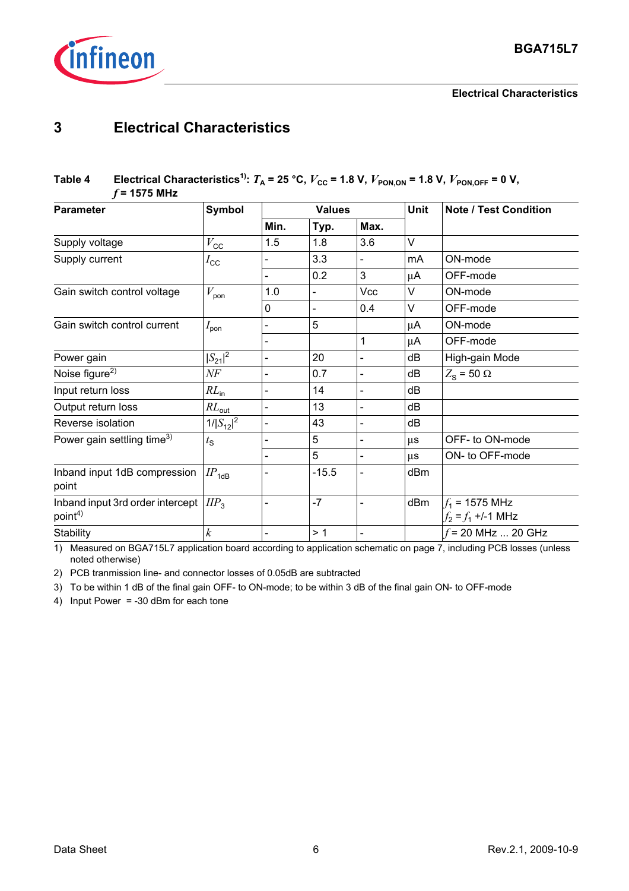# 3 Electrical Characteristics

**Table 4 Electrical Characteristics[1]: $T_A$ = 25 °C, $V_{CC}$ = 1.8 V, $V_{PON,ON}$ = 1.8 V, $V_{PON,OFF}$ = 0 V, $f$ = 1575 MHz**

| Parameter | Symbol | Values | | | Unit | Note / Test Condition |
|---|---|---|---|---|---|---|
| | | Min. | Typ. | Max. | | |
| Supply voltage | $V_{CC}$ | 1.5 | 1.8 | 3.6 | V | |
| Supply current | $I_{CC}$ | - | 3.3 | - | mA | ON-mode |
| | | - | 0.2 | 3 | µA | OFF-mode |
| Gain switch control voltage | $V_{pon}$ | 1.0 | - | Vcc | V | ON-mode |
| | | 0 | - | 0.4 | V | OFF-mode |
| Gain switch control current | $I_{pon}$ | - | 5 | | µA | ON-mode |
| | | - | | 1 | µA | OFF-mode |
| Power gain | $\|S_{21}\|^2$ | - | 20 | - | dB | High-gain Mode |
| Noise figure[2] | $NF$ | - | 0.7 | - | dB | $Z_S$ = 50 Ω |
| Input return loss | $RL_{in}$ | - | 14 | - | dB | |
| Output return loss | $RL_{out}$ | - | 13 | - | dB | |
| Reverse isolation | $1/\|S_{12}\|^2$ | - | 43 | - | dB | |
| Power gain settling time[3] | $t_S$ | - | 5 | - | µs | OFF- to ON-mode |
| | | - | 5 | - | µs | ON- to OFF-mode |
| Inband input 1dB compression point | $IP_{1dB}$ | - | -15.5 | - | dBm | |
| Inband input 3rd order intercept point[4] | $IIP_3$ | - | -7 | - | dBm | $f_1$ = 1575 MHz<br>$f_2 = f_1$ +/-1 MHz |
| Stability | $k$ | - | > 1 | - | | $f$ = 20 MHz ... 20 GHz |

1) Measured on BGA715L7 application board according to application schematic on page 7, including PCB losses (unless noted otherwise)

2) PCB tranmission line- and connector losses of 0.05dB are subtracted

3) To be within 1 dB of the final gain OFF- to ON-mode; to be within 3 dB of the final gain ON- to OFF-mode

4) Input Power = -30 dBm for each tone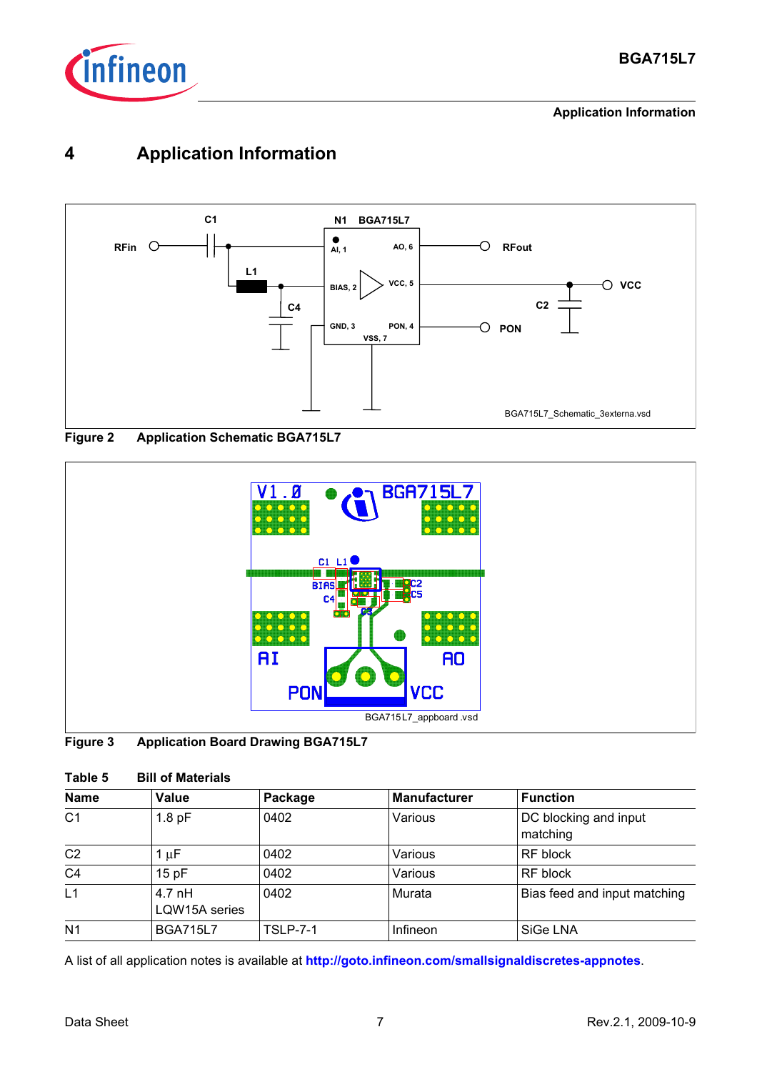# 4 Application Information

Figure 2 Application Schematic BGA715L7

Figure 3 Application Board Drawing BGA715L7

Table 5 Bill of Materials

| Name | Value | Package | Manufacturer | Function |
|---|---|---|---|---|
| C1 | 1.8 pF | 0402 | Various | DC blocking and input matching |
| C2 | 1 µF | 0402 | Various | RF block |
| C4 | 15 pF | 0402 | Various | RF block |
| L1 | 4.7 nH LQW15A series | 0402 | Murata | Bias feed and input matching |
| N1 | BGA715L7 | TSLP-7-1 | Infineon | SiGe LNA |

A list of all application notes is available at **http://goto.infineon.com/smallsignaldiscretes-appnotes**.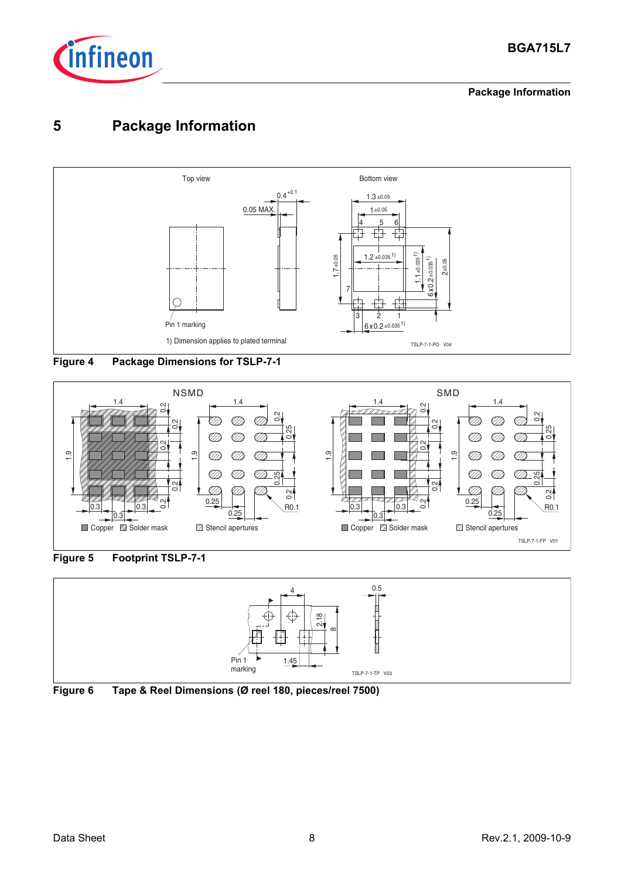# 5 Package Information

Top view

Bottom view

0.4 +0.1

0.05 MAX.

1.3 ±0.05

1 ±0.05

4 5 6

1.2 ±0.035 1)

1.7 ±0.05

1.1 ±0.035 1)

6x0.2 ±0.035 1)

2 ±0.05

7

3 2 1

6x0.2 ±0.035 1)

Pin 1 marking

1) Dimension applies to plated terminal

TSLP-7-1-PO V04

**Figure 4 Package Dimensions for TSLP-7-1**

NSMD

SMD

1.4

1.9

0.2

0.25

0.3

R0.1

Copper

Solder mask

Stencil apertures

TSLP-7-1-FP V01

**Figure 5 Footprint TSLP-7-1**

4

0.5

2.18

8

Pin 1 marking

1.45

TSLP-7-1-TP V03

**Figure 6 Tape & Reel Dimensions (Ø reel 180, pieces/reel 7500)**